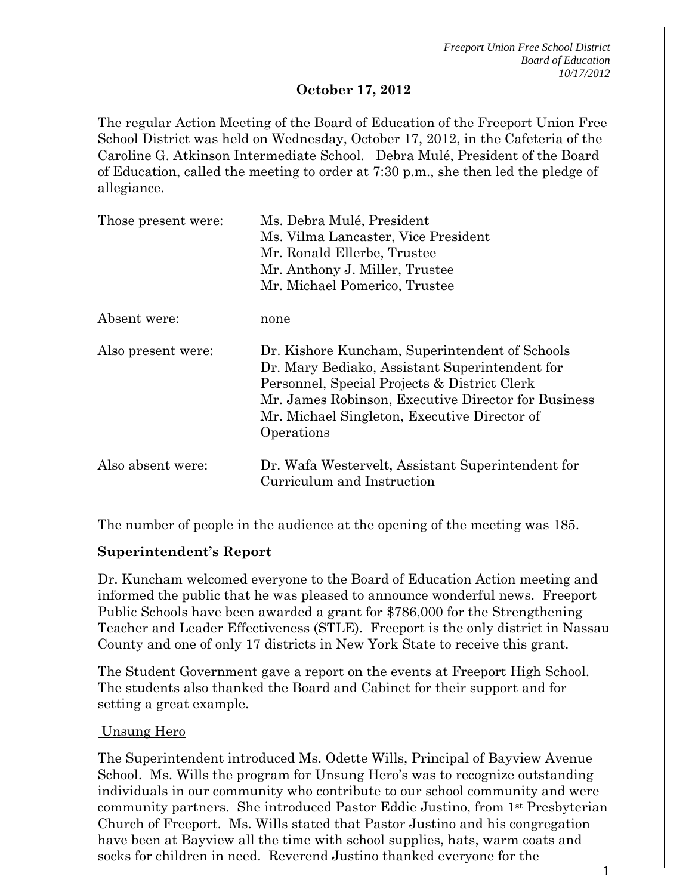**October 17, 2012**

The regular Action Meeting of the Board of Education of the Freeport Union Free School District was held on Wednesday, October 17, 2012, in the Cafeteria of the Caroline G. Atkinson Intermediate School. Debra Mulé, President of the Board of Education, called the meeting to order at 7:30 p.m., she then led the pledge of allegiance.

| | |
|---|---|
| Those present were: | Ms. Debra Mulé, President<br>Ms. Vilma Lancaster, Vice President<br>Mr. Ronald Ellerbe, Trustee<br>Mr. Anthony J. Miller, Trustee<br>Mr. Michael Pomerico, Trustee |
| Absent were: | none |
| Also present were: | Dr. Kishore Kuncham, Superintendent of Schools<br>Dr. Mary Bediako, Assistant Superintendent for Personnel, Special Projects & District Clerk<br>Mr. James Robinson, Executive Director for Business<br>Mr. Michael Singleton, Executive Director of Operations |
| Also absent were: | Dr. Wafa Westervelt, Assistant Superintendent for Curriculum and Instruction |

The number of people in the audience at the opening of the meeting was 185.

**Superintendent's Report**

Dr. Kuncham welcomed everyone to the Board of Education Action meeting and informed the public that he was pleased to announce wonderful news. Freeport Public Schools have been awarded a grant for $786,000 for the Strengthening Teacher and Leader Effectiveness (STLE). Freeport is the only district in Nassau County and one of only 17 districts in New York State to receive this grant.

The Student Government gave a report on the events at Freeport High School. The students also thanked the Board and Cabinet for their support and for setting a great example.

Unsung Hero

The Superintendent introduced Ms. Odette Wills, Principal of Bayview Avenue School. Ms. Wills the program for Unsung Hero's was to recognize outstanding individuals in our community who contribute to our school community and were community partners. She introduced Pastor Eddie Justino, from 1st Presbyterian Church of Freeport. Ms. Wills stated that Pastor Justino and his congregation have been at Bayview all the time with school supplies, hats, warm coats and socks for children in need. Reverend Justino thanked everyone for the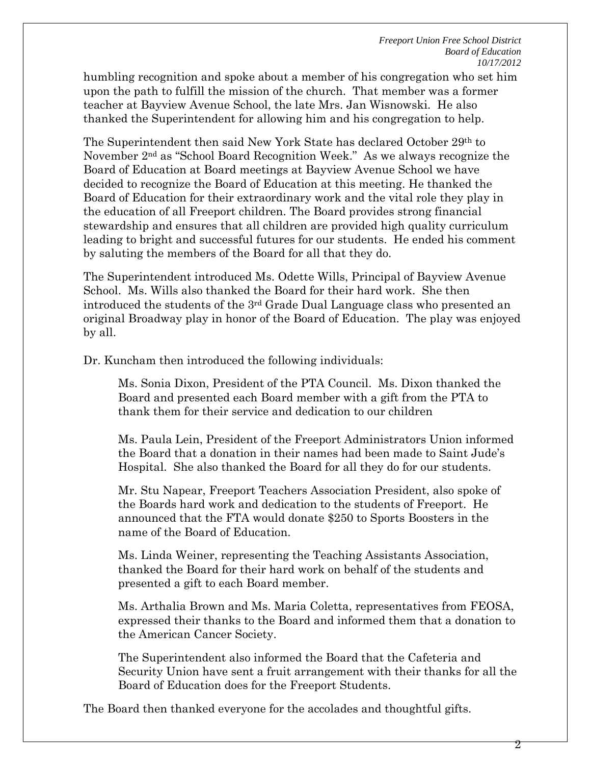humbling recognition and spoke about a member of his congregation who set him upon the path to fulfill the mission of the church. That member was a former teacher at Bayview Avenue School, the late Mrs. Jan Wisnowski. He also thanked the Superintendent for allowing him and his congregation to help.

The Superintendent then said New York State has declared October 29th to November 2nd as "School Board Recognition Week." As we always recognize the Board of Education at Board meetings at Bayview Avenue School we have decided to recognize the Board of Education at this meeting. He thanked the Board of Education for their extraordinary work and the vital role they play in the education of all Freeport children. The Board provides strong financial stewardship and ensures that all children are provided high quality curriculum leading to bright and successful futures for our students. He ended his comment by saluting the members of the Board for all that they do.

The Superintendent introduced Ms. Odette Wills, Principal of Bayview Avenue School. Ms. Wills also thanked the Board for their hard work. She then introduced the students of the 3rd Grade Dual Language class who presented an original Broadway play in honor of the Board of Education. The play was enjoyed by all.

Dr. Kuncham then introduced the following individuals:

> Ms. Sonia Dixon, President of the PTA Council. Ms. Dixon thanked the Board and presented each Board member with a gift from the PTA to thank them for their service and dedication to our children
>
> Ms. Paula Lein, President of the Freeport Administrators Union informed the Board that a donation in their names had been made to Saint Jude's Hospital. She also thanked the Board for all they do for our students.
>
> Mr. Stu Napear, Freeport Teachers Association President, also spoke of the Boards hard work and dedication to the students of Freeport. He announced that the FTA would donate $250 to Sports Boosters in the name of the Board of Education.
>
> Ms. Linda Weiner, representing the Teaching Assistants Association, thanked the Board for their hard work on behalf of the students and presented a gift to each Board member.
>
> Ms. Arthalia Brown and Ms. Maria Coletta, representatives from FEOSA, expressed their thanks to the Board and informed them that a donation to the American Cancer Society.
>
> The Superintendent also informed the Board that the Cafeteria and Security Union have sent a fruit arrangement with their thanks for all the Board of Education does for the Freeport Students.

The Board then thanked everyone for the accolades and thoughtful gifts.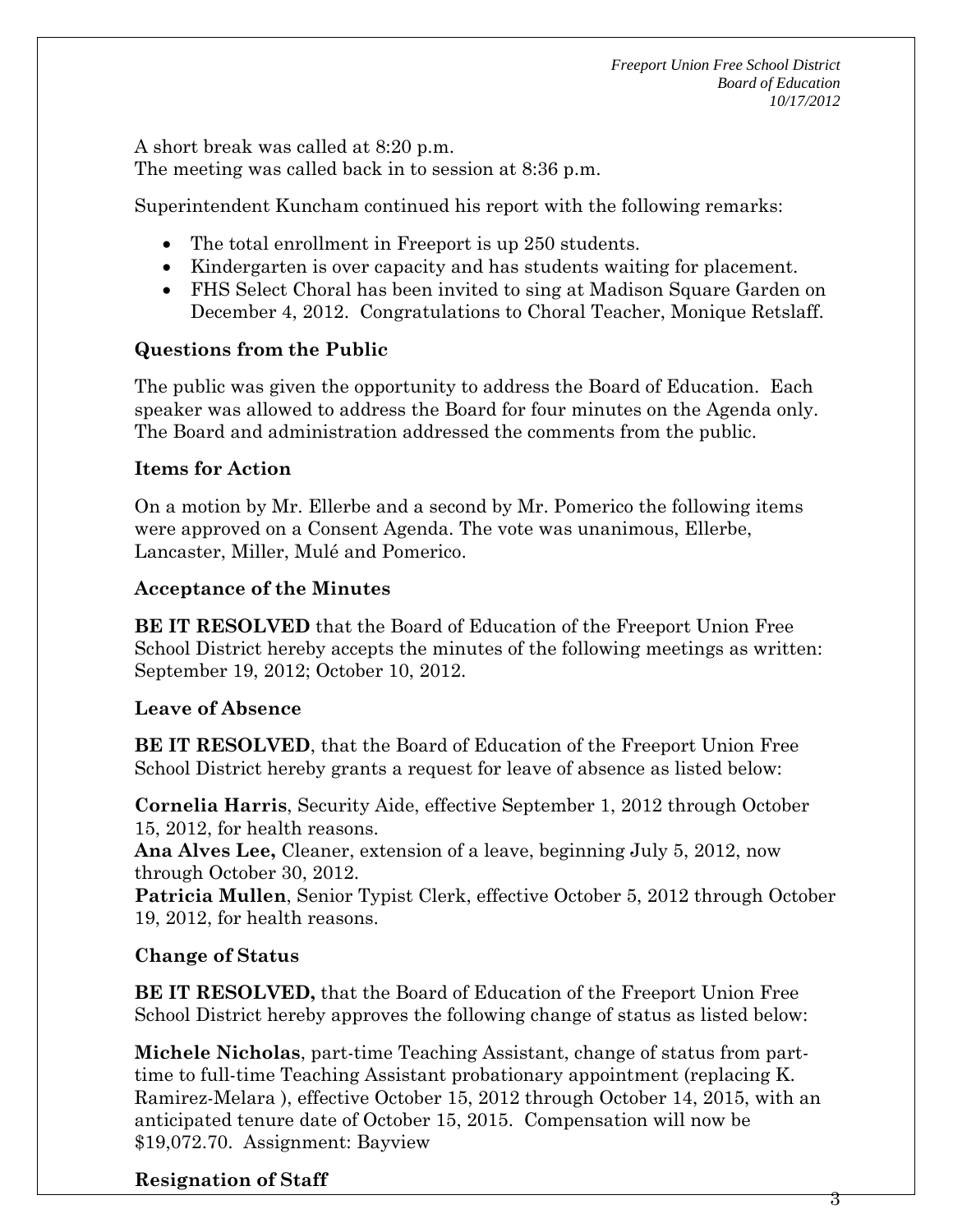A short break was called at 8:20 p.m.
The meeting was called back in to session at 8:36 p.m.

Superintendent Kuncham continued his report with the following remarks:

- The total enrollment in Freeport is up 250 students.
- Kindergarten is over capacity and has students waiting for placement.
- FHS Select Choral has been invited to sing at Madison Square Garden on December 4, 2012. Congratulations to Choral Teacher, Monique Retslaff.

### Questions from the Public

The public was given the opportunity to address the Board of Education. Each speaker was allowed to address the Board for four minutes on the Agenda only. The Board and administration addressed the comments from the public.

### Items for Action

On a motion by Mr. Ellerbe and a second by Mr. Pomerico the following items were approved on a Consent Agenda. The vote was unanimous, Ellerbe, Lancaster, Miller, Mulé and Pomerico.

### Acceptance of the Minutes

**BE IT RESOLVED** that the Board of Education of the Freeport Union Free School District hereby accepts the minutes of the following meetings as written: September 19, 2012; October 10, 2012.

### Leave of Absence

**BE IT RESOLVED**, that the Board of Education of the Freeport Union Free School District hereby grants a request for leave of absence as listed below:

**Cornelia Harris**, Security Aide, effective September 1, 2012 through October 15, 2012, for health reasons.
**Ana Alves Lee,** Cleaner, extension of a leave, beginning July 5, 2012, now through October 30, 2012.
**Patricia Mullen**, Senior Typist Clerk, effective October 5, 2012 through October 19, 2012, for health reasons.

### Change of Status

**BE IT RESOLVED,** that the Board of Education of the Freeport Union Free School District hereby approves the following change of status as listed below:

**Michele Nicholas**, part-time Teaching Assistant, change of status from part-time to full-time Teaching Assistant probationary appointment (replacing K. Ramirez-Melara ), effective October 15, 2012 through October 14, 2015, with an anticipated tenure date of October 15, 2015. Compensation will now be $19,072.70. Assignment: Bayview

### Resignation of Staff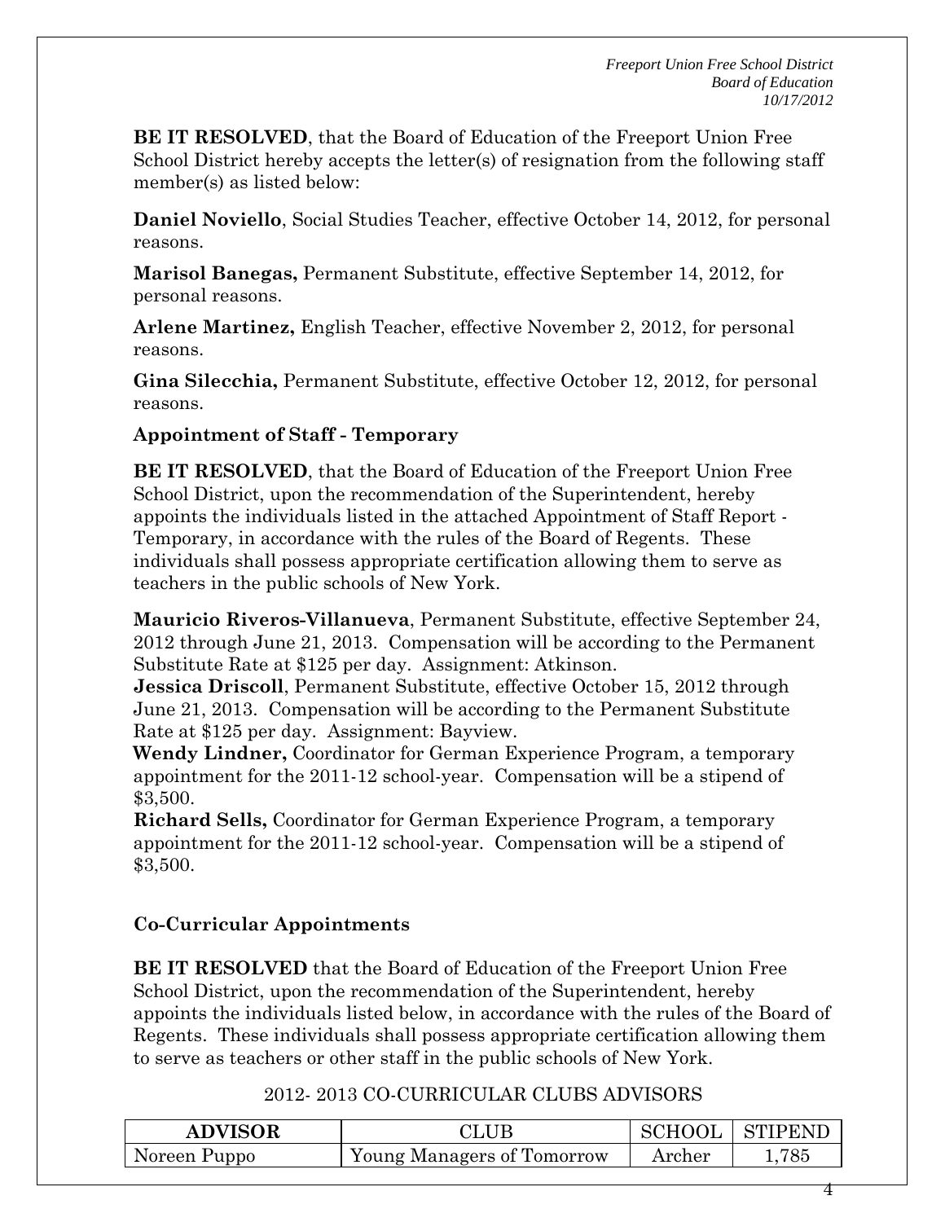**BE IT RESOLVED**, that the Board of Education of the Freeport Union Free School District hereby accepts the letter(s) of resignation from the following staff member(s) as listed below:

**Daniel Noviello**, Social Studies Teacher, effective October 14, 2012, for personal reasons.

**Marisol Banegas,** Permanent Substitute, effective September 14, 2012, for personal reasons.

**Arlene Martinez,** English Teacher, effective November 2, 2012, for personal reasons.

**Gina Silecchia,** Permanent Substitute, effective October 12, 2012, for personal reasons.

### Appointment of Staff - Temporary

**BE IT RESOLVED**, that the Board of Education of the Freeport Union Free School District, upon the recommendation of the Superintendent, hereby appoints the individuals listed in the attached Appointment of Staff Report - Temporary, in accordance with the rules of the Board of Regents. These individuals shall possess appropriate certification allowing them to serve as teachers in the public schools of New York.

**Mauricio Riveros-Villanueva**, Permanent Substitute, effective September 24, 2012 through June 21, 2013. Compensation will be according to the Permanent Substitute Rate at $125 per day. Assignment: Atkinson.

**Jessica Driscoll**, Permanent Substitute, effective October 15, 2012 through June 21, 2013. Compensation will be according to the Permanent Substitute Rate at $125 per day. Assignment: Bayview.

**Wendy Lindner,** Coordinator for German Experience Program, a temporary appointment for the 2011-12 school-year. Compensation will be a stipend of $3,500.

**Richard Sells,** Coordinator for German Experience Program, a temporary appointment for the 2011-12 school-year. Compensation will be a stipend of $3,500.

### Co-Curricular Appointments

**BE IT RESOLVED** that the Board of Education of the Freeport Union Free School District, upon the recommendation of the Superintendent, hereby appoints the individuals listed below, in accordance with the rules of the Board of Regents. These individuals shall possess appropriate certification allowing them to serve as teachers or other staff in the public schools of New York.

2012- 2013 CO-CURRICULAR CLUBS ADVISORS

| ADVISOR | CLUB | SCHOOL | STIPEND |
|---|---|---|---|
| Noreen Puppo | Young Managers of Tomorrow | Archer | 1,785 |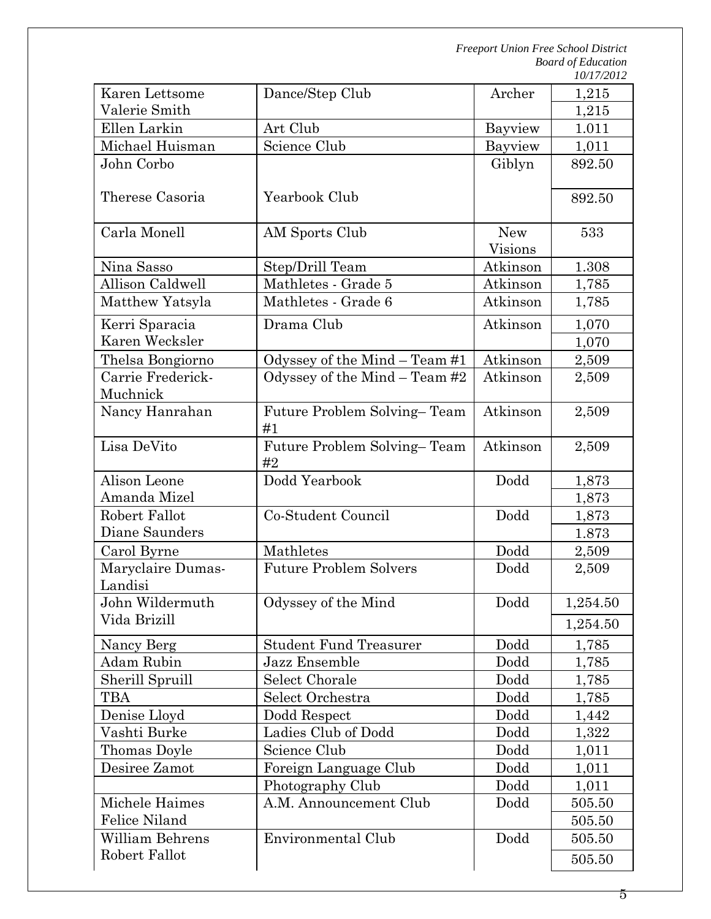| | | | |
|---|---|---|---|
| Karen Lettsome | Dance/Step Club | Archer | 1,215 |
| Valerie Smith | | | 1,215 |
| Ellen Larkin | Art Club | Bayview | 1.011 |
| Michael Huisman | Science Club | Bayview | 1,011 |
| John Corbo | | Giblyn | 892.50 |
| Therese Casoria | Yearbook Club | | 892.50 |
| Carla Monell | AM Sports Club | New Visions | 533 |
| Nina Sasso | Step/Drill Team | Atkinson | 1.308 |
| Allison Caldwell | Mathletes - Grade 5 | Atkinson | 1,785 |
| Matthew Yatsyla | Mathletes - Grade 6 | Atkinson | 1,785 |
| Kerri Sparacia | Drama Club | Atkinson | 1,070 |
| Karen Wecksler | | | 1,070 |
| Thelsa Bongiorno | Odyssey of the Mind – Team #1 | Atkinson | 2,509 |
| Carrie Frederick-Muchnick | Odyssey of the Mind – Team #2 | Atkinson | 2,509 |
| Nancy Hanrahan | Future Problem Solving– Team #1 | Atkinson | 2,509 |
| Lisa DeVito | Future Problem Solving– Team #2 | Atkinson | 2,509 |
| Alison Leone | Dodd Yearbook | Dodd | 1,873 |
| Amanda Mizel | | | 1,873 |
| Robert Fallot | Co-Student Council | Dodd | 1,873 |
| Diane Saunders | | | 1.873 |
| Carol Byrne | Mathletes | Dodd | 2,509 |
| Maryclaire Dumas-Landisi | Future Problem Solvers | Dodd | 2,509 |
| John Wildermuth | Odyssey of the Mind | Dodd | 1,254.50 |
| Vida Brizill | | | 1,254.50 |
| Nancy Berg | Student Fund Treasurer | Dodd | 1,785 |
| Adam Rubin | Jazz Ensemble | Dodd | 1,785 |
| Sherill Spruill | Select Chorale | Dodd | 1,785 |
| TBA | Select Orchestra | Dodd | 1,785 |
| Denise Lloyd | Dodd Respect | Dodd | 1,442 |
| Vashti Burke | Ladies Club of Dodd | Dodd | 1,322 |
| Thomas Doyle | Science Club | Dodd | 1,011 |
| Desiree Zamot | Foreign Language Club | Dodd | 1,011 |
| | Photography Club | Dodd | 1,011 |
| Michele Haimes | A.M. Announcement Club | Dodd | 505.50 |
| Felice Niland | | | 505.50 |
| William Behrens | Environmental Club | Dodd | 505.50 |
| Robert Fallot | | | 505.50 |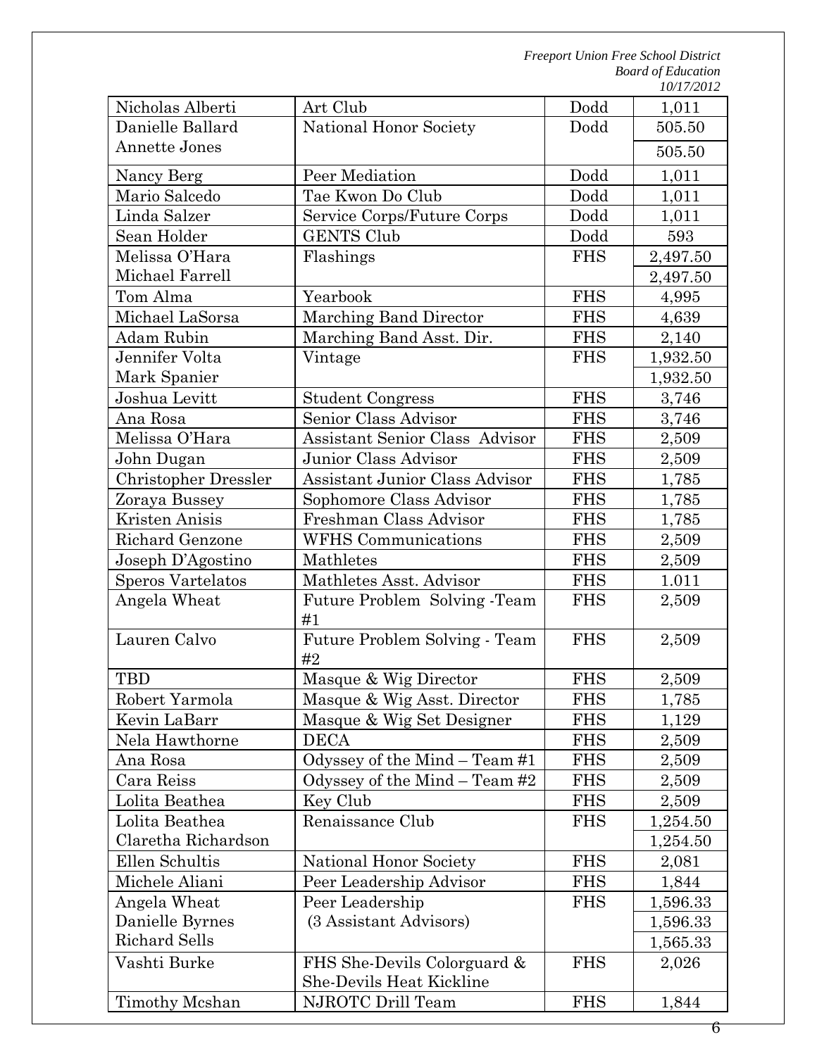| Nicholas Alberti | Art Club | Dodd | 1,011 |
|---|---|---|---|
| Danielle Ballard | National Honor Society | Dodd | 505.50 |
| Annette Jones | | | 505.50 |
| Nancy Berg | Peer Mediation | Dodd | 1,011 |
| Mario Salcedo | Tae Kwon Do Club | Dodd | 1,011 |
| Linda Salzer | Service Corps/Future Corps | Dodd | 1,011 |
| Sean Holder | GENTS Club | Dodd | 593 |
| Melissa O'Hara | Flashings | FHS | 2,497.50 |
| Michael Farrell | | | 2,497.50 |
| Tom Alma | Yearbook | FHS | 4,995 |
| Michael LaSorsa | Marching Band Director | FHS | 4,639 |
| Adam Rubin | Marching Band Asst. Dir. | FHS | 2,140 |
| Jennifer Volta | Vintage | FHS | 1,932.50 |
| Mark Spanier | | | 1,932.50 |
| Joshua Levitt | Student Congress | FHS | 3,746 |
| Ana Rosa | Senior Class Advisor | FHS | 3,746 |
| Melissa O'Hara | Assistant Senior Class Advisor | FHS | 2,509 |
| John Dugan | Junior Class Advisor | FHS | 2,509 |
| Christopher Dressler | Assistant Junior Class Advisor | FHS | 1,785 |
| Zoraya Bussey | Sophomore Class Advisor | FHS | 1,785 |
| Kristen Anisis | Freshman Class Advisor | FHS | 1,785 |
| Richard Genzone | WFHS Communications | FHS | 2,509 |
| Joseph D'Agostino | Mathletes | FHS | 2,509 |
| Speros Vartelatos | Mathletes Asst. Advisor | FHS | 1.011 |
| Angela Wheat | Future Problem Solving -Team #1 | FHS | 2,509 |
| Lauren Calvo | Future Problem Solving - Team #2 | FHS | 2,509 |
| TBD | Masque & Wig Director | FHS | 2,509 |
| Robert Yarmola | Masque & Wig Asst. Director | FHS | 1,785 |
| Kevin LaBarr | Masque & Wig Set Designer | FHS | 1,129 |
| Nela Hawthorne | DECA | FHS | 2,509 |
| Ana Rosa | Odyssey of the Mind – Team #1 | FHS | 2,509 |
| Cara Reiss | Odyssey of the Mind – Team #2 | FHS | 2,509 |
| Lolita Beathea | Key Club | FHS | 2,509 |
| Lolita Beathea | Renaissance Club | FHS | 1,254.50 |
| Claretha Richardson | | | 1,254.50 |
| Ellen Schultis | National Honor Society | FHS | 2,081 |
| Michele Aliani | Peer Leadership Advisor | FHS | 1,844 |
| Angela Wheat | Peer Leadership (3 Assistant Advisors) | FHS | 1,596.33 |
| Danielle Byrnes | | | 1,596.33 |
| Richard Sells | | | 1,565.33 |
| Vashti Burke | FHS She-Devils Colorguard & She-Devils Heat Kickline | FHS | 2,026 |
| Timothy Mcshan | NJROTC Drill Team | FHS | 1,844 |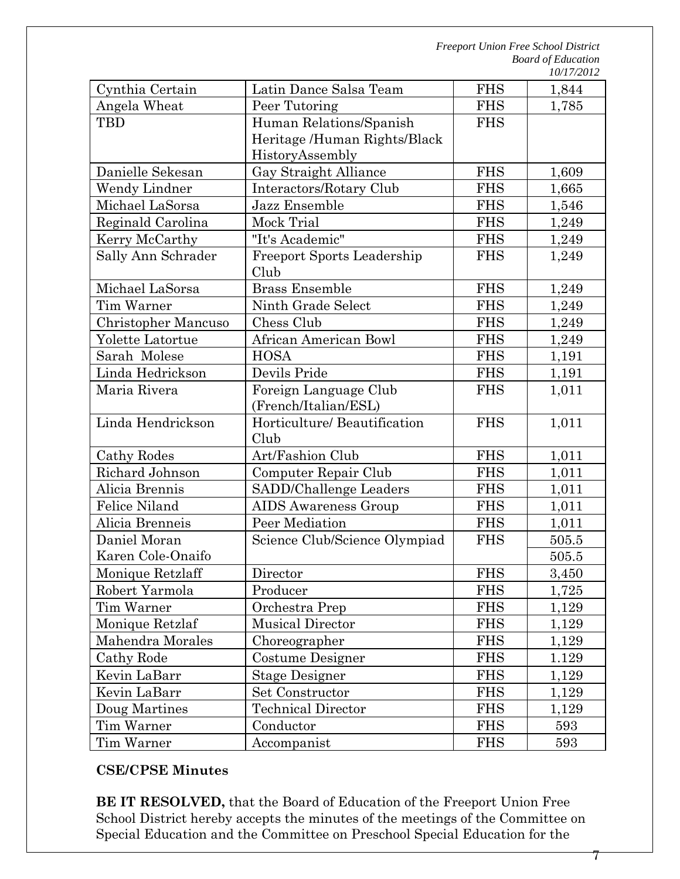| Cynthia Certain | Latin Dance Salsa Team | FHS | 1,844 |
|---|---|---|---|
| Angela Wheat | Peer Tutoring | FHS | 1,785 |
| TBD | Human Relations/Spanish Heritage /Human Rights/Black HistoryAssembly | FHS | |
| Danielle Sekesan | Gay Straight Alliance | FHS | 1,609 |
| Wendy Lindner | Interactors/Rotary Club | FHS | 1,665 |
| Michael LaSorsa | Jazz Ensemble | FHS | 1,546 |
| Reginald Carolina | Mock Trial | FHS | 1,249 |
| Kerry McCarthy | "It's Academic" | FHS | 1,249 |
| Sally Ann Schrader | Freeport Sports Leadership Club | FHS | 1,249 |
| Michael LaSorsa | Brass Ensemble | FHS | 1,249 |
| Tim Warner | Ninth Grade Select | FHS | 1,249 |
| Christopher Mancuso | Chess Club | FHS | 1,249 |
| Yolette Latortue | African American Bowl | FHS | 1,249 |
| Sarah Molese | HOSA | FHS | 1,191 |
| Linda Hedrickson | Devils Pride | FHS | 1,191 |
| Maria Rivera | Foreign Language Club (French/Italian/ESL) | FHS | 1,011 |
| Linda Hendrickson | Horticulture/ Beautification Club | FHS | 1,011 |
| Cathy Rodes | Art/Fashion Club | FHS | 1,011 |
| Richard Johnson | Computer Repair Club | FHS | 1,011 |
| Alicia Brennis | SADD/Challenge Leaders | FHS | 1,011 |
| Felice Niland | AIDS Awareness Group | FHS | 1,011 |
| Alicia Brenneis | Peer Mediation | FHS | 1,011 |
| Daniel Moran | Science Club/Science Olympiad | FHS | 505.5 |
| Karen Cole-Onaifo | | | 505.5 |
| Monique Retzlaff | Director | FHS | 3,450 |
| Robert Yarmola | Producer | FHS | 1,725 |
| Tim Warner | Orchestra Prep | FHS | 1,129 |
| Monique Retzlaf | Musical Director | FHS | 1,129 |
| Mahendra Morales | Choreographer | FHS | 1,129 |
| Cathy Rode | Costume Designer | FHS | 1.129 |
| Kevin LaBarr | Stage Designer | FHS | 1,129 |
| Kevin LaBarr | Set Constructor | FHS | 1,129 |
| Doug Martines | Technical Director | FHS | 1,129 |
| Tim Warner | Conductor | FHS | 593 |
| Tim Warner | Accompanist | FHS | 593 |

**CSE/CPSE Minutes**

**BE IT RESOLVED,** that the Board of Education of the Freeport Union Free School District hereby accepts the minutes of the meetings of the Committee on Special Education and the Committee on Preschool Special Education for the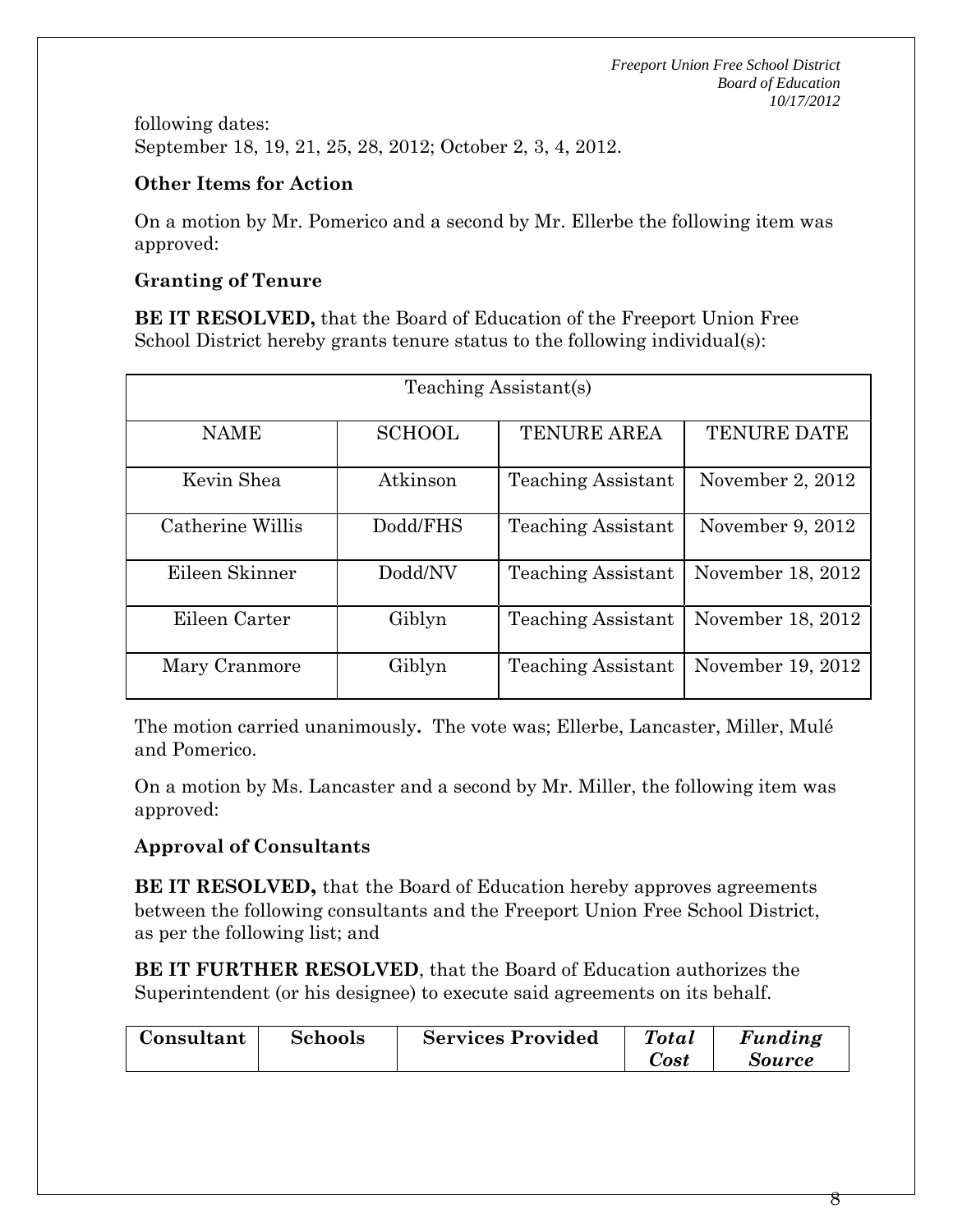following dates:
September 18, 19, 21, 25, 28, 2012; October 2, 3, 4, 2012.

**Other Items for Action**

On a motion by Mr. Pomerico and a second by Mr. Ellerbe the following item was approved:

**Granting of Tenure**

**BE IT RESOLVED,** that the Board of Education of the Freeport Union Free School District hereby grants tenure status to the following individual(s):

| Teaching Assistant(s) | | | |
|---|---|---|---|
| NAME | SCHOOL | TENURE AREA | TENURE DATE |
| Kevin Shea | Atkinson | Teaching Assistant | November 2, 2012 |
| Catherine Willis | Dodd/FHS | Teaching Assistant | November 9, 2012 |
| Eileen Skinner | Dodd/NV | Teaching Assistant | November 18, 2012 |
| Eileen Carter | Giblyn | Teaching Assistant | November 18, 2012 |
| Mary Cranmore | Giblyn | Teaching Assistant | November 19, 2012 |

The motion carried unanimously**.** The vote was; Ellerbe, Lancaster, Miller, Mulé and Pomerico.

On a motion by Ms. Lancaster and a second by Mr. Miller, the following item was approved:

**Approval of Consultants**

**BE IT RESOLVED,** that the Board of Education hereby approves agreements between the following consultants and the Freeport Union Free School District, as per the following list; and

**BE IT FURTHER RESOLVED**, that the Board of Education authorizes the Superintendent (or his designee) to execute said agreements on its behalf.

| **Consultant** | **Schools** | **Services Provided** | ***Total Cost*** | ***Funding Source*** |
|---|---|---|---|---|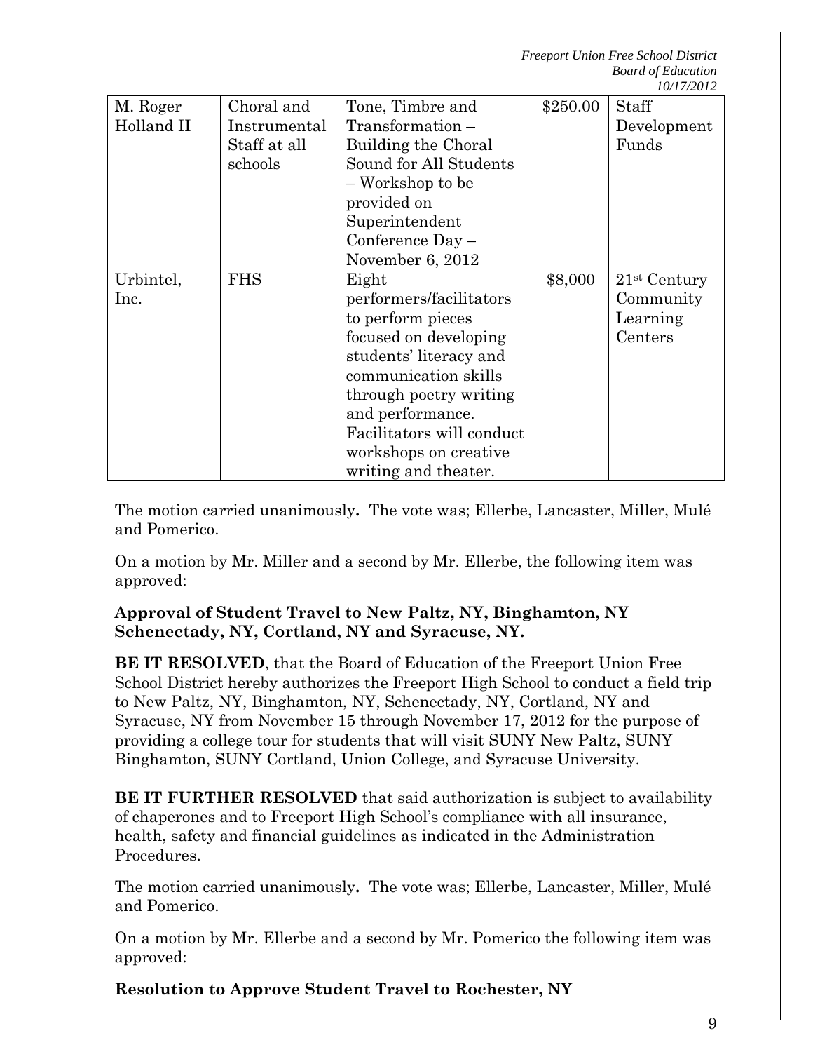| M. Roger Holland II | Choral and Instrumental Staff at all schools | Tone, Timbre and Transformation – Building the Choral Sound for All Students – Workshop to be provided on Superintendent Conference Day – November 6, 2012 | \$250.00 | Staff Development Funds |
|---|---|---|---|---|
| Urbintel, Inc. | FHS | Eight performers/facilitators to perform pieces focused on developing students' literacy and communication skills through poetry writing and performance. Facilitators will conduct workshops on creative writing and theater. | \$8,000 | 21st Century Community Learning Centers |

The motion carried unanimously**.** The vote was; Ellerbe, Lancaster, Miller, Mulé and Pomerico.

On a motion by Mr. Miller and a second by Mr. Ellerbe, the following item was approved:

**Approval of Student Travel to New Paltz, NY, Binghamton, NY Schenectady, NY, Cortland, NY and Syracuse, NY.**

**BE IT RESOLVED**, that the Board of Education of the Freeport Union Free School District hereby authorizes the Freeport High School to conduct a field trip to New Paltz, NY, Binghamton, NY, Schenectady, NY, Cortland, NY and Syracuse, NY from November 15 through November 17, 2012 for the purpose of providing a college tour for students that will visit SUNY New Paltz, SUNY Binghamton, SUNY Cortland, Union College, and Syracuse University.

**BE IT FURTHER RESOLVED** that said authorization is subject to availability of chaperones and to Freeport High School's compliance with all insurance, health, safety and financial guidelines as indicated in the Administration Procedures.

The motion carried unanimously**.** The vote was; Ellerbe, Lancaster, Miller, Mulé and Pomerico.

On a motion by Mr. Ellerbe and a second by Mr. Pomerico the following item was approved:

**Resolution to Approve Student Travel to Rochester, NY**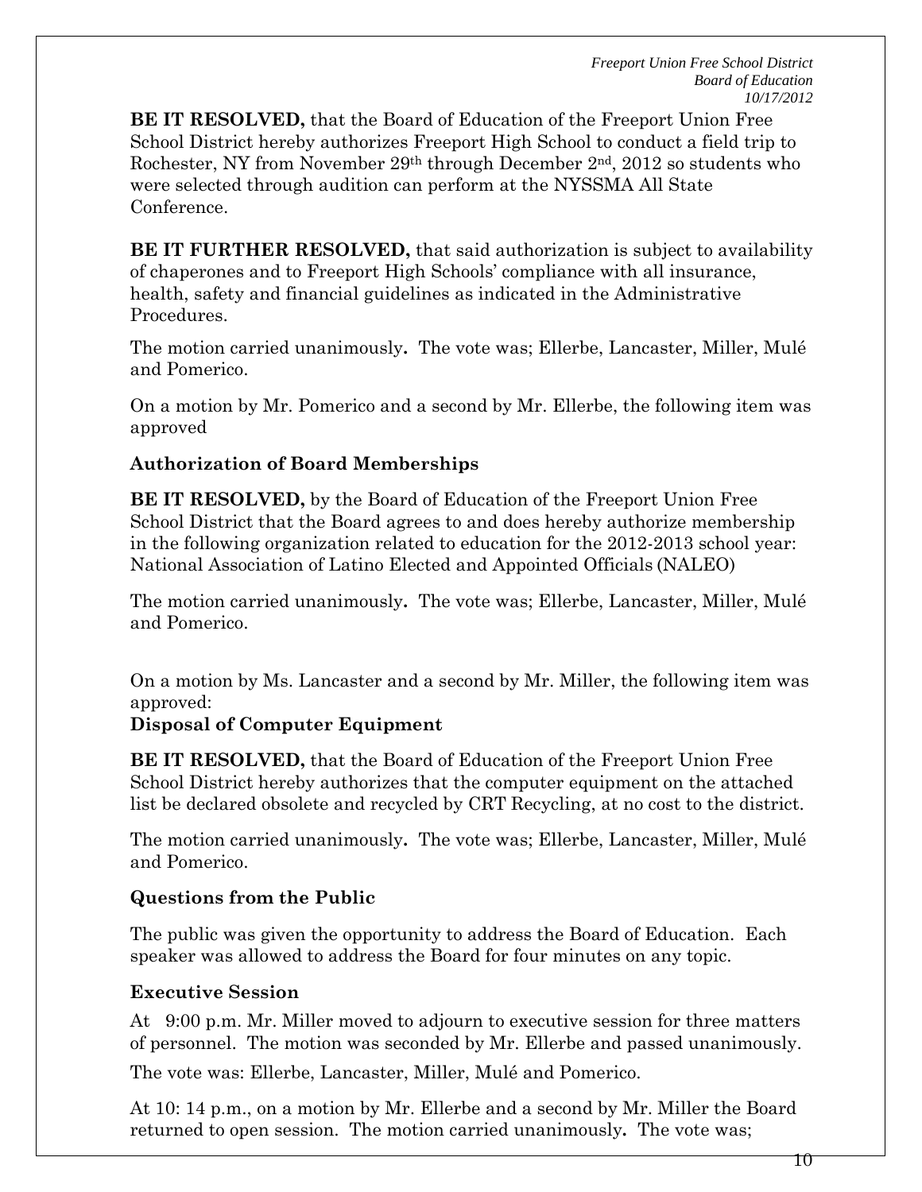**BE IT RESOLVED,** that the Board of Education of the Freeport Union Free School District hereby authorizes Freeport High School to conduct a field trip to Rochester, NY from November 29th through December 2nd, 2012 so students who were selected through audition can perform at the NYSSMA All State Conference.

**BE IT FURTHER RESOLVED,** that said authorization is subject to availability of chaperones and to Freeport High Schools' compliance with all insurance, health, safety and financial guidelines as indicated in the Administrative Procedures.

The motion carried unanimously**.** The vote was; Ellerbe, Lancaster, Miller, Mulé and Pomerico.

On a motion by Mr. Pomerico and a second by Mr. Ellerbe, the following item was approved

**Authorization of Board Memberships**

**BE IT RESOLVED,** by the Board of Education of the Freeport Union Free School District that the Board agrees to and does hereby authorize membership in the following organization related to education for the 2012-2013 school year: National Association of Latino Elected and Appointed Officials (NALEO)

The motion carried unanimously**.** The vote was; Ellerbe, Lancaster, Miller, Mulé and Pomerico.

On a motion by Ms. Lancaster and a second by Mr. Miller, the following item was approved:

**Disposal of Computer Equipment**

**BE IT RESOLVED,** that the Board of Education of the Freeport Union Free School District hereby authorizes that the computer equipment on the attached list be declared obsolete and recycled by CRT Recycling, at no cost to the district.

The motion carried unanimously**.** The vote was; Ellerbe, Lancaster, Miller, Mulé and Pomerico.

**Questions from the Public**

The public was given the opportunity to address the Board of Education. Each speaker was allowed to address the Board for four minutes on any topic.

**Executive Session**

At 9:00 p.m. Mr. Miller moved to adjourn to executive session for three matters of personnel. The motion was seconded by Mr. Ellerbe and passed unanimously.

The vote was: Ellerbe, Lancaster, Miller, Mulé and Pomerico.

At 10: 14 p.m., on a motion by Mr. Ellerbe and a second by Mr. Miller the Board returned to open session. The motion carried unanimously**.** The vote was;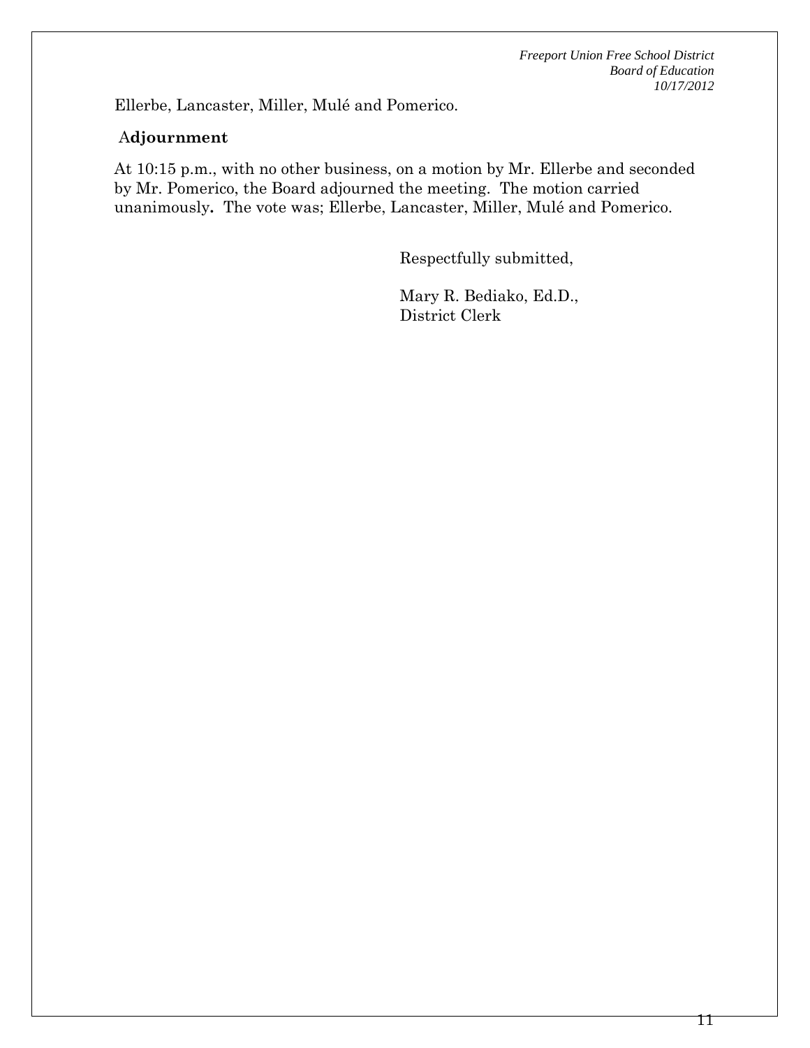Ellerbe, Lancaster, Miller, Mulé and Pomerico.

**Adjournment**

At 10:15 p.m., with no other business, on a motion by Mr. Ellerbe and seconded by Mr. Pomerico, the Board adjourned the meeting. The motion carried unanimously**.** The vote was; Ellerbe, Lancaster, Miller, Mulé and Pomerico.

Respectfully submitted,

Mary R. Bediako, Ed.D.,
District Clerk